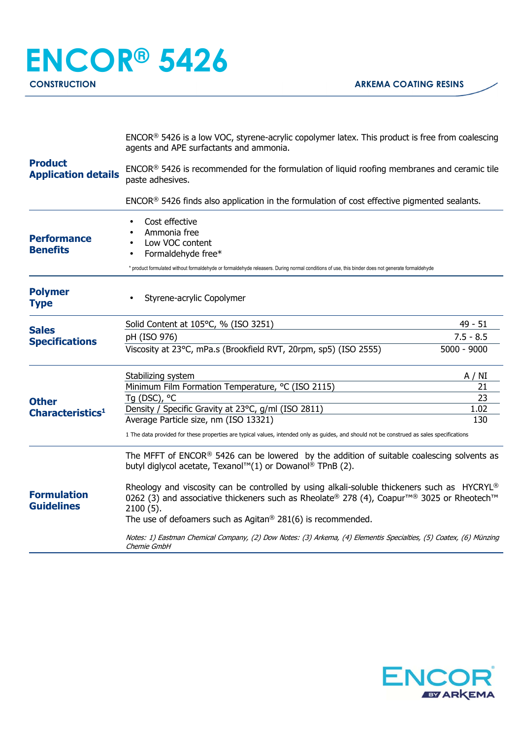# ENCOR® 5426

**CONSTRUCTION** **ARKEMA COATING RESINS**

## Product Application details

ENCOR® 5426 is a low VOC, styrene-acrylic copolymer latex. This product is free from coalescing agents and APE surfactants and ammonia.

ENCOR® 5426 is recommended for the formulation of liquid roofing membranes and ceramic tile paste adhesives.

ENCOR® 5426 finds also application in the formulation of cost effective pigmented sealants.

## Performance Benefits

- Cost effective
- Ammonia free
- Low VOC content
- Formaldehyde free*

\* product formulated without formaldehyde or formaldehyde releasers. During normal conditions of use, this binder does not generate formaldehyde

## Polymer Type

- Styrene-acrylic Copolymer

## Sales Specifications

| Property | Value |
|---|---|
| Solid Content at 105°C, % (ISO 3251) | 49 - 51 |
| pH (ISO 976) | 7.5 - 8.5 |
| Viscosity at 23°C, mPa.s (Brookfield RVT, 20rpm, sp5) (ISO 2555) | 5000 - 9000 |

## Other Characteristics[1]

| Property | Value |
|---|---|
| Stabilizing system | A / NI |
| Minimum Film Formation Temperature, °C (ISO 2115) | 21 |
| Tg (DSC), °C | 23 |
| Density / Specific Gravity at 23°C, g/ml (ISO 2811) | 1.02 |
| Average Particle size, nm (ISO 13321) | 130 |

1 The data provided for these properties are typical values, intended only as guides, and should not be construed as sales specifications

## Formulation Guidelines

The MFFT of ENCOR® 5426 can be lowered by the addition of suitable coalescing solvents as butyl diglycol acetate, Texanol™(1) or Dowanol® TPnB (2).

Rheology and viscosity can be controlled by using alkali-soluble thickeners such as HYCRYL® 0262 (3) and associative thickeners such as Rheolate® 278 (4), Coapur™® 3025 or Rheotech™ 2100 (5).
The use of defoamers such as Agitan® 281(6) is recommended.

*Notes: 1) Eastman Chemical Company, (2) Dow Notes: (3) Arkema, (4) Elementis Specialties, (5) Coatex, (6) Münzing Chemie GmbH*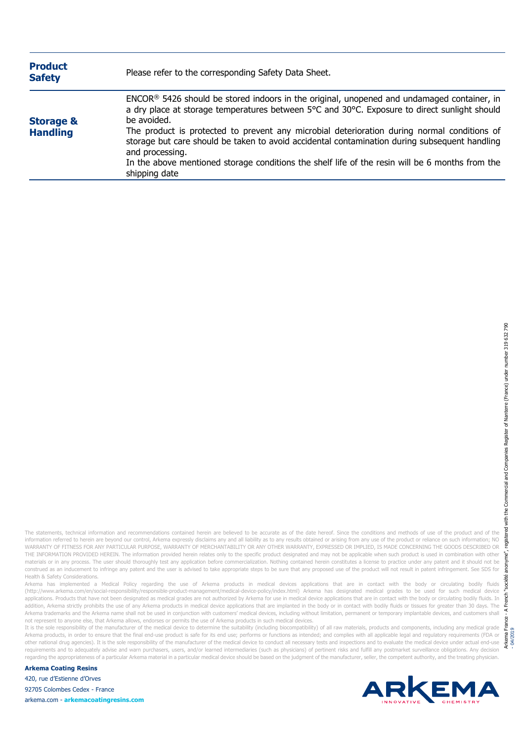| | |
|---|---|
| **Product Safety** | Please refer to the corresponding Safety Data Sheet. |
| **Storage & Handling** | ENCOR® 5426 should be stored indoors in the original, unopened and undamaged container, in a dry place at storage temperatures between 5°C and 30°C. Exposure to direct sunlight should be avoided.<br>The product is protected to prevent any microbial deterioration during normal conditions of storage but care should be taken to avoid accidental contamination during subsequent handling and processing.<br>In the above mentioned storage conditions the shelf life of the resin will be 6 months from the shipping date |

The statements, technical information and recommendations contained herein are believed to be accurate as of the date hereof. Since the conditions and methods of use of the product and of the information referred to herein are beyond our control, Arkema expressly disclaims any and all liability as to any results obtained or arising from any use of the product or reliance on such information; NO WARRANTY OF FITNESS FOR ANY PARTICULAR PURPOSE, WARRANTY OF MERCHANTABILITY OR ANY OTHER WARRANTY, EXPRESSED OR IMPLIED, IS MADE CONCERNING THE GOODS DESCRIBED OR THE INFORMATION PROVIDED HEREIN. The information provided herein relates only to the specific product designated and may not be applicable when such product is used in combination with other materials or in any process. The user should thoroughly test any application before commercialization. Nothing contained herein constitutes a license to practice under any patent and it should not be construed as an inducement to infringe any patent and the user is advised to take appropriate steps to be sure that any proposed use of the product will not result in patent infringement. See SDS for Health & Safety Considerations.

Arkema has implemented a Medical Policy regarding the use of Arkema products in medical devices applications that are in contact with the body or circulating bodily fluids (http://www.arkema.com/en/social-responsibility/responsible-product-management/medical-device-policy/index.html) Arkema has designated medical grades to be used for such medical device applications. Products that have not been designated as medical grades are not authorized by Arkema for use in medical device applications that are in contact with the body or circulating bodily fluids. In addition, Arkema strictly prohibits the use of any Arkema products in medical device applications that are implanted in the body or in contact with bodily fluids or tissues for greater than 30 days. The Arkema trademarks and the Arkema name shall not be used in conjunction with customers' medical devices, including without limitation, permanent or temporary implantable devices, and customers shall not represent to anyone else, that Arkema allows, endorses or permits the use of Arkema products in such medical devices.

It is the sole responsibility of the manufacturer of the medical device to determine the suitability (including biocompatibility) of all raw materials, products and components, including any medical grade Arkema products, in order to ensure that the final end-use product is safe for its end use; performs or functions as intended; and complies with all applicable legal and regulatory requirements (FDA or other national drug agencies). It is the sole responsibility of the manufacturer of the medical device to conduct all necessary tests and inspections and to evaluate the medical device under actual end-use requirements and to adequately advise and warn purchasers, users, and/or learned intermediaries (such as physicians) of pertinent risks and fulfill any postmarket surveillance obligations. Any decision regarding the appropriateness of a particular Arkema material in a particular medical device should be based on the judgment of the manufacturer, seller, the competent authority, and the treating physician.

**Arkema Coating Resins**
420, rue d'Estienne d'Orves
92705 Colombes Cedex - France
arkema.com - **arkemacoatingresins.com**

ARKEMA INNOVATIVE CHEMISTRY

Arkema France - A French "société anonyme", registered with the Commercial and Companies Register of Nanterre (France) under number 319 632 790 - 04/2019